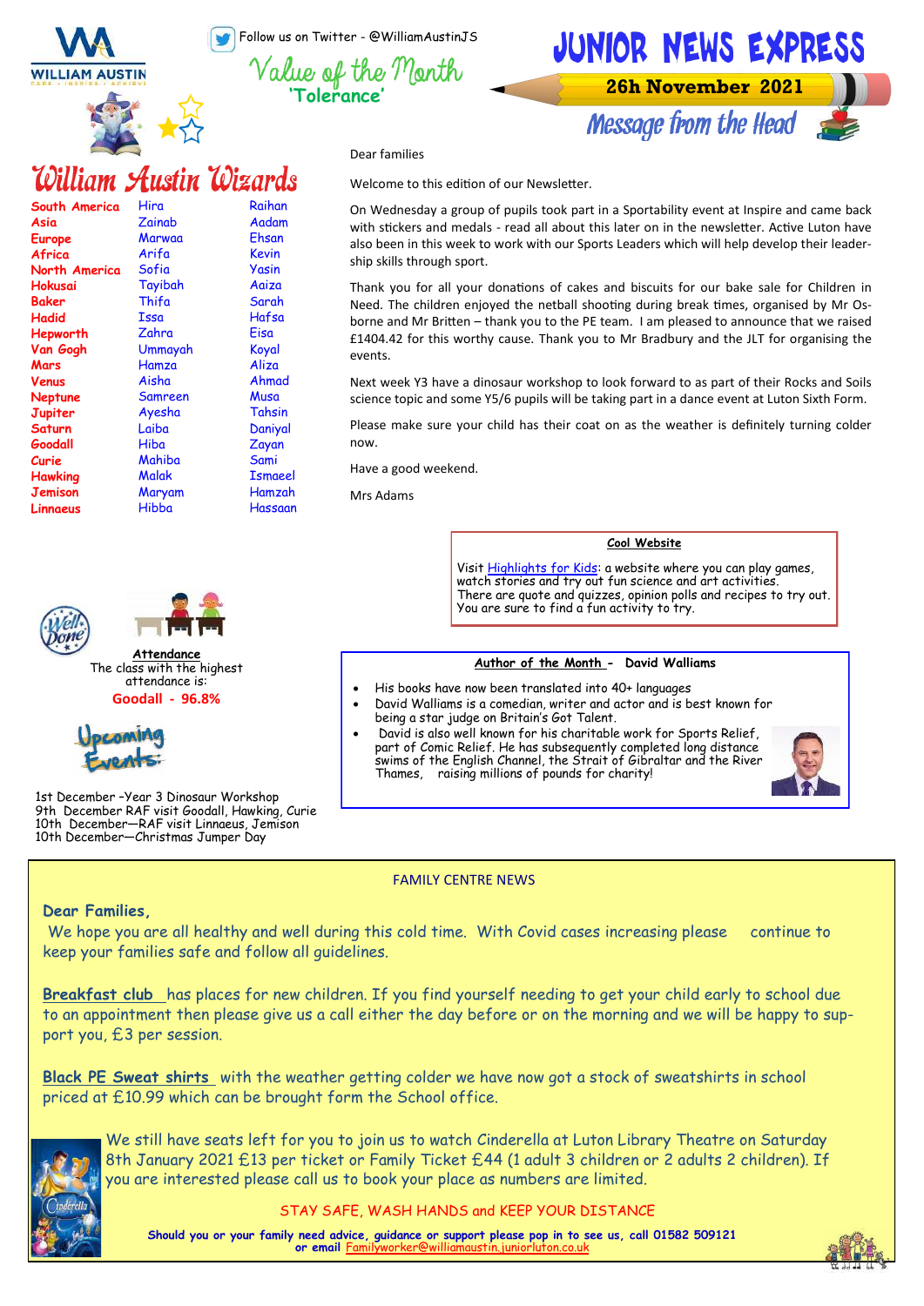Follow us on Twitter - @WilliamAustinJS

# JUNIOR NEWS EXPRESS

**26h November 2021**

Value of the Month
**'Tolerance'**

## William Austin Wizards

| | | |
|---|---|---|
| South America | Hira | Raihan |
| Asia | Zainab | Aadam |
| Europe | Marwaa | Ehsan |
| Africa | Arifa | Kevin |
| North America | Sofia | Yasin |
| Hokusai | Tayibah | Aaiza |
| Baker | Thifa | Sarah |
| Hadid | Issa | Hafsa |
| Hepworth | Zahra | Eisa |
| Van Gogh | Ummayah | Koyal |
| Mars | Hamza | Aliza |
| Venus | Aisha | Ahmad |
| Neptune | Samreen | Musa |
| Jupiter | Ayesha | Tahsin |
| Saturn | Laiba | Daniyal |
| Goodall | Hiba | Zayan |
| Curie | Mahiba | Sami |
| Hawking | Malak | Ismaeel |
| Jemison | Maryam | Hamzah |
| Linnaeus | Hibba | Hassaan |

## Message from the Head

Dear families

Welcome to this edition of our Newsletter.

On Wednesday a group of pupils took part in a Sportability event at Inspire and came back with stickers and medals - read all about this later on in the newsletter. Active Luton have also been in this week to work with our Sports Leaders which will help develop their leadership skills through sport.

Thank you for all your donations of cakes and biscuits for our bake sale for Children in Need. The children enjoyed the netball shooting during break times, organised by Mr Osborne and Mr Britten – thank you to the PE team. I am pleased to announce that we raised £1404.42 for this worthy cause. Thank you to Mr Bradbury and the JLT for organising the events.

Next week Y3 have a dinosaur workshop to look forward to as part of their Rocks and Soils science topic and some Y5/6 pupils will be taking part in a dance event at Luton Sixth Form.

Please make sure your child has their coat on as the weather is definitely turning colder now.

Have a good weekend.

Mrs Adams

### Cool Website

Visit Highlights for Kids: a website where you can play games, watch stories and try out fun science and art activities. There are quote and quizzes, opinion polls and recipes to try out. You are sure to find a fun activity to try.

### Attendance

The class with the highest attendance is:

**Goodall - 96.8%**

### Author of the Month - David Walliams

- His books have now been translated into 40+ languages
- David Walliams is a comedian, writer and actor and is best known for being a star judge on Britain's Got Talent.
- David is also well known for his charitable work for Sports Relief, part of Comic Relief. He has subsequently completed long distance swims of the English Channel, the Strait of Gibraltar and the River Thames, raising millions of pounds for charity!

### Upcoming Events

1st December –Year 3 Dinosaur Workshop
9th December RAF visit Goodall, Hawking, Curie
10th December—RAF visit Linnaeus, Jemison
10th December—Christmas Jumper Day

## FAMILY CENTRE NEWS

**Dear Families,**

We hope you are all healthy and well during this cold time. With Covid cases increasing please continue to keep your families safe and follow all guidelines.

**Breakfast club** has places for new children. If you find yourself needing to get your child early to school due to an appointment then please give us a call either the day before or on the morning and we will be happy to support you, £3 per session.

**Black PE Sweat shirts** with the weather getting colder we have now got a stock of sweatshirts in school priced at £10.99 which can be brought form the School office.

We still have seats left for you to join us to watch Cinderella at Luton Library Theatre on Saturday 8th January 2021 £13 per ticket or Family Ticket £44 (1 adult 3 children or 2 adults 2 children). If you are interested please call us to book your place as numbers are limited.

STAY SAFE, WASH HANDS and KEEP YOUR DISTANCE

**Should you or your family need advice, guidance or support please pop in to see us, call 01582 509121 or email** Familyworker@williamaustin.juniorluton.co.uk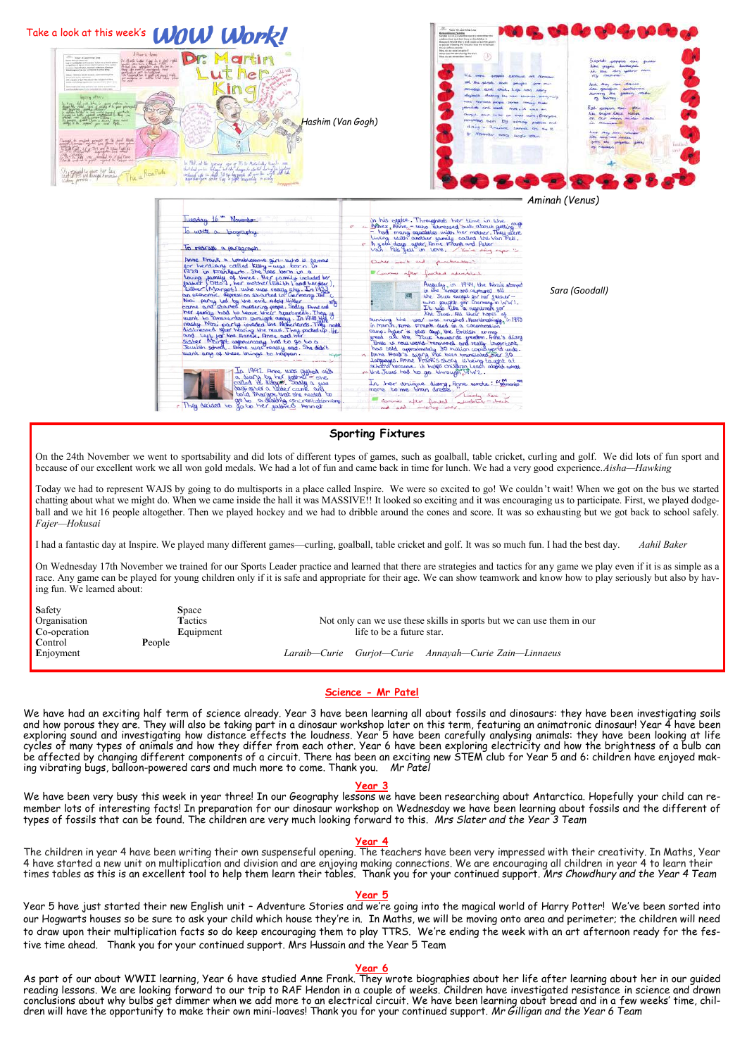Take a look at this week's **WOW Work!**

*Hashim (Van Gogh)*

*Aminah (Venus)*

*Sara (Goodall)*

## Sporting Fixtures

On the 24th November we went to sportsability and did lots of different types of games, such as goalball, table cricket, curling and golf. We did lots of fun sport and because of our excellent work we all won gold medals. We had a lot of fun and came back in time for lunch. We had a very good experience. *Aisha—Hawking*

Today we had to represent WAJS by going to do multisports in a place called Inspire. We were so excited to go! We couldn't wait! When we got on the bus we started chatting about what we might do. When we came inside the hall it was MASSIVE!! It looked so exciting and it was encouraging us to participate. First, we played dodge-ball and we hit 16 people altogether. Then we played hockey and we had to dribble around the cones and score. It was so exhausting but we got back to school safely. *Fajer—Hokusai*

I had a fantastic day at Inspire. We played many different games—curling, goalball, table cricket and golf. It was so much fun. I had the best day. *Aahil Baker*

On Wednesday 17th November we trained for our Sports Leader practice and learned that there are strategies and tactics for any game we play even if it is as simple as a race. Any game can be played for young children only if it is safe and appropriate for their age. We can show teamwork and know how to play seriously but also by having fun. We learned about:

**S**afety
**O**rganisation
**C**o-operation
**C**ontrol
**E**njoyment
**S**pace
**T**actics
**E**quipment
**P**eople

Not only can we use these skills in sports but we can use them in our life to be a future star.

*Laraib—Curie Gurjot—Curie Annayah—Curie Zain—Linnaeus*

## Science - Mr Patel

We have had an exciting half term of science already. Year 3 have been learning all about fossils and dinosaurs: they have been investigating soils and how porous they are. They will also be taking part in a dinosaur workshop later on this term, featuring an animatronic dinosaur! Year 4 have been exploring sound and investigating how distance effects the loudness. Year 5 have been carefully analysing animals: they have been looking at life cycles of many types of animals and how they differ from each other. Year 6 have been exploring electricity and how the brightness of a bulb can be affected by changing different components of a circuit. There has been an exciting new STEM club for Year 5 and 6: children have enjoyed making vibrating bugs, balloon-powered cars and much more to come. Thank you. *Mr Patel*

## Year 3

We have been very busy this week in year three! In our Geography lessons we have been researching about Antarctica. Hopefully your child can remember lots of interesting facts! In preparation for our dinosaur workshop on Wednesday we have been learning about fossils and the different of types of fossils that can be found. The children are very much looking forward to this. *Mrs Slater and the Year 3 Team*

## Year 4

The children in year 4 have been writing their own suspenseful opening. The teachers have been very impressed with their creativity. In Maths, Year 4 have started a new unit on multiplication and division and are enjoying making connections. We are encouraging all children in year 4 to learn their times tables as this is an excellent tool to help them learn their tables. Thank you for your continued support. *Mrs Chowdhury and the Year 4 Team*

## Year 5

Year 5 have just started their new English unit – Adventure Stories and we're going into the magical world of Harry Potter! We've been sorted into our Hogwarts houses so be sure to ask your child which house they're in. In Maths, we will be moving onto area and perimeter; the children will need to draw upon their multiplication facts so do keep encouraging them to play TTRS. We're ending the week with an art afternoon ready for the festive time ahead. Thank you for your continued support. Mrs Hussain and the Year 5 Team

## Year 6

As part of our about WWII learning, Year 6 have studied Anne Frank. They wrote biographies about her life after learning about her in our guided reading lessons. We are looking forward to our trip to RAF Hendon in a couple of weeks. Children have investigated resistance in science and drawn conclusions about why bulbs get dimmer when we add more to an electrical circuit. We have been learning about bread and in a few weeks' time, children will have the opportunity to make their own mini-loaves! Thank you for your continued support. *Mr Gilligan and the Year 6 Team*